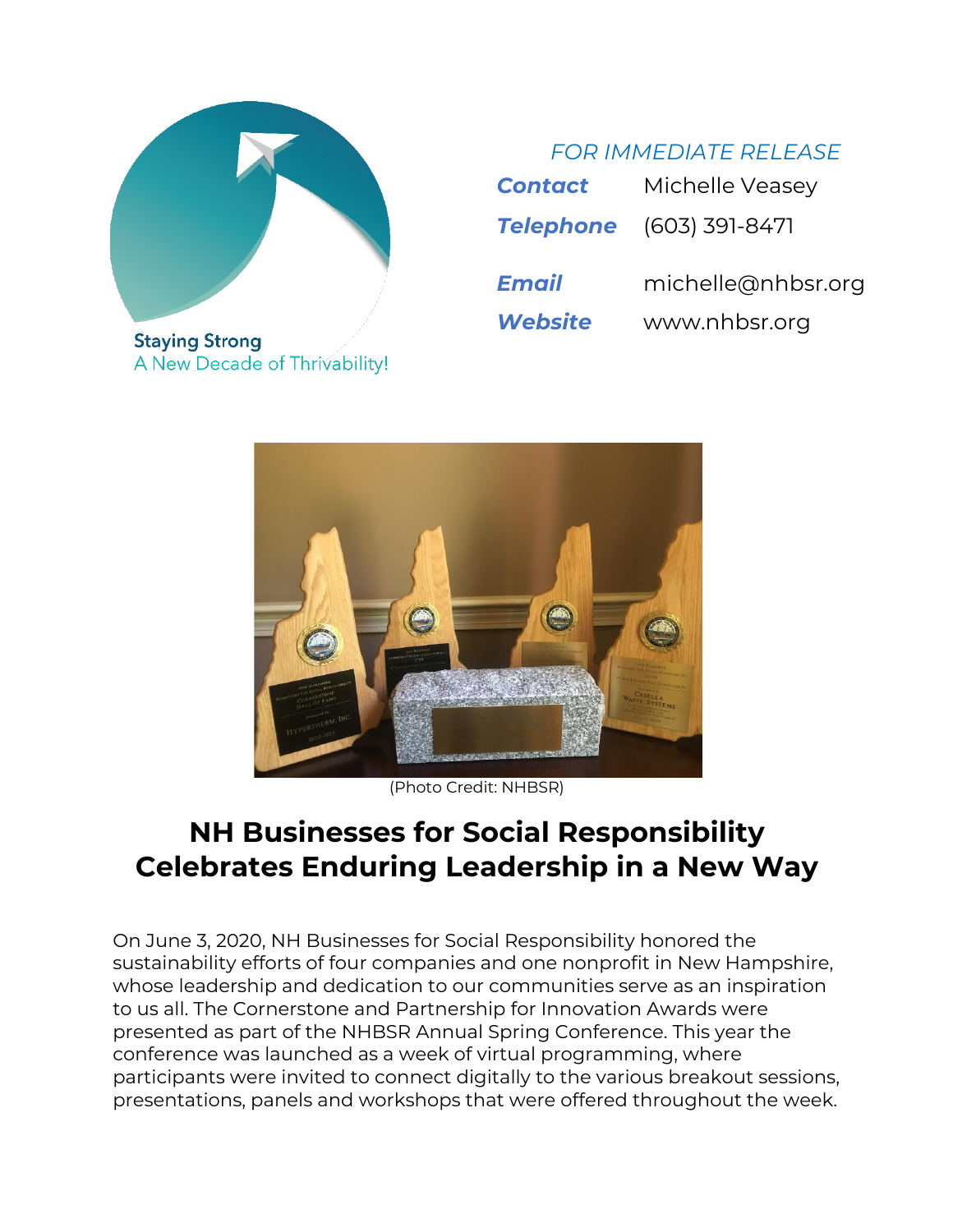Staying Strong
A New Decade of Thrivability!

*FOR IMMEDIATE RELEASE*

| | |
|---|---|
| ***Contact*** | Michelle Veasey |
| ***Telephone*** | (603) 391-8471 |
| ***Email*** | michelle@nhbsr.org |
| ***Website*** | www.nhbsr.org |

(Photo Credit: NHBSR)

# NH Businesses for Social Responsibility Celebrates Enduring Leadership in a New Way

On June 3, 2020, NH Businesses for Social Responsibility honored the sustainability efforts of four companies and one nonprofit in New Hampshire, whose leadership and dedication to our communities serve as an inspiration to us all. The Cornerstone and Partnership for Innovation Awards were presented as part of the NHBSR Annual Spring Conference. This year the conference was launched as a week of virtual programming, where participants were invited to connect digitally to the various breakout sessions, presentations, panels and workshops that were offered throughout the week.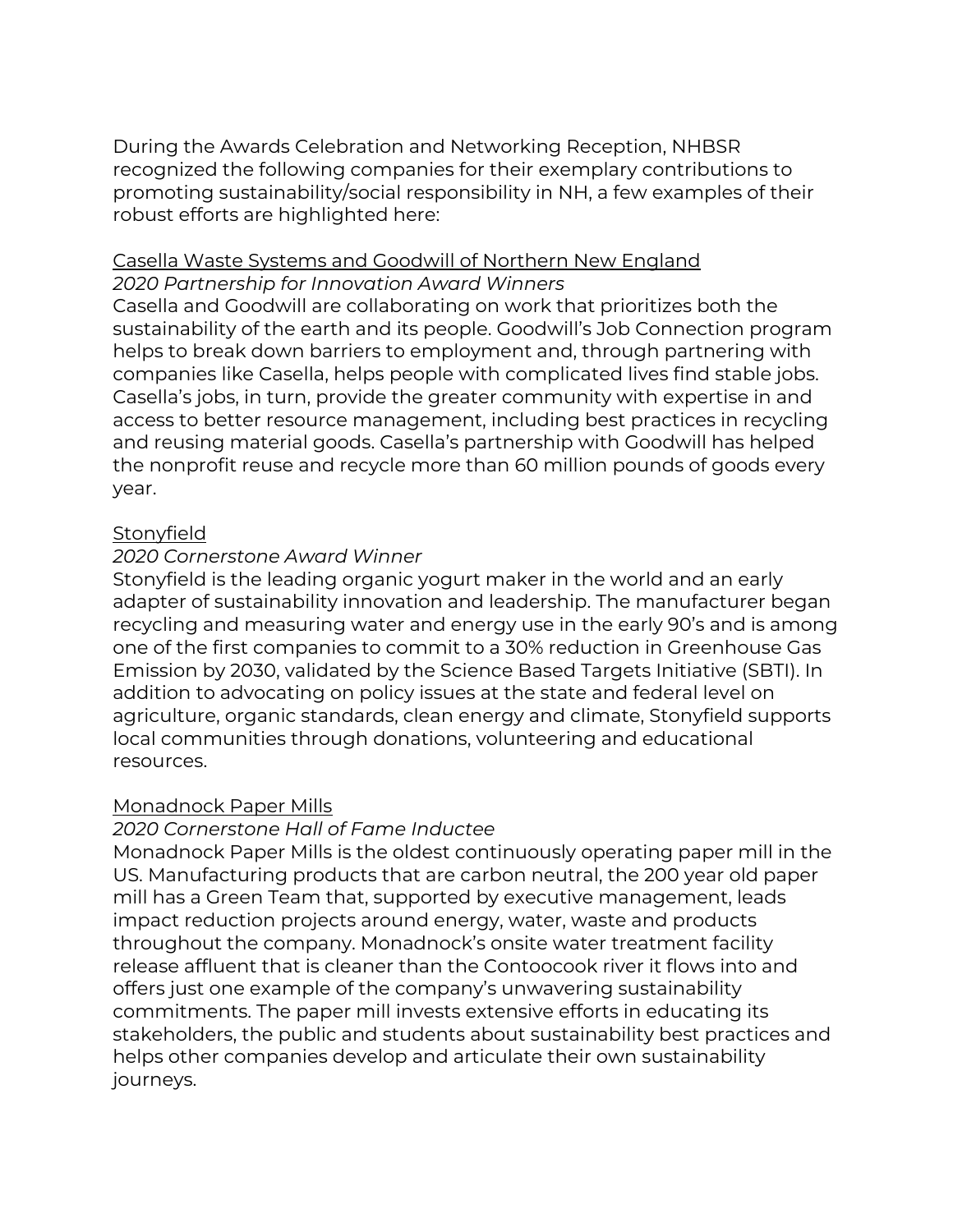During the Awards Celebration and Networking Reception, NHBSR recognized the following companies for their exemplary contributions to promoting sustainability/social responsibility in NH, a few examples of their robust efforts are highlighted here:

<u>Casella Waste Systems and Goodwill of Northern New England</u>
*2020 Partnership for Innovation Award Winners*
Casella and Goodwill are collaborating on work that prioritizes both the sustainability of the earth and its people. Goodwill's Job Connection program helps to break down barriers to employment and, through partnering with companies like Casella, helps people with complicated lives find stable jobs. Casella's jobs, in turn, provide the greater community with expertise in and access to better resource management, including best practices in recycling and reusing material goods. Casella's partnership with Goodwill has helped the nonprofit reuse and recycle more than 60 million pounds of goods every year.

<u>Stonyfield</u>
*2020 Cornerstone Award Winner*
Stonyfield is the leading organic yogurt maker in the world and an early adapter of sustainability innovation and leadership. The manufacturer began recycling and measuring water and energy use in the early 90's and is among one of the first companies to commit to a 30% reduction in Greenhouse Gas Emission by 2030, validated by the Science Based Targets Initiative (SBTI). In addition to advocating on policy issues at the state and federal level on agriculture, organic standards, clean energy and climate, Stonyfield supports local communities through donations, volunteering and educational resources.

<u>Monadnock Paper Mills</u>
*2020 Cornerstone Hall of Fame Inductee*
Monadnock Paper Mills is the oldest continuously operating paper mill in the US. Manufacturing products that are carbon neutral, the 200 year old paper mill has a Green Team that, supported by executive management, leads impact reduction projects around energy, water, waste and products throughout the company. Monadnock's onsite water treatment facility release affluent that is cleaner than the Contoocook river it flows into and offers just one example of the company's unwavering sustainability commitments. The paper mill invests extensive efforts in educating its stakeholders, the public and students about sustainability best practices and helps other companies develop and articulate their own sustainability journeys.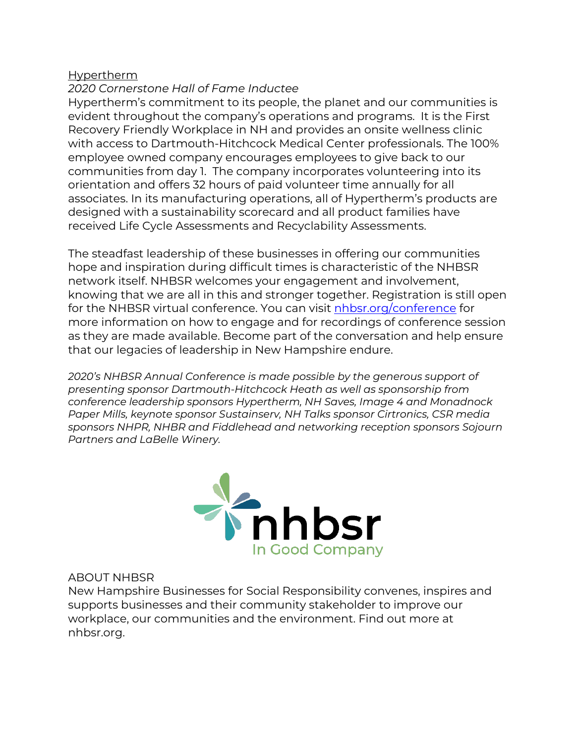Hypertherm

*2020 Cornerstone Hall of Fame Inductee*

Hypertherm's commitment to its people, the planet and our communities is evident throughout the company's operations and programs. It is the First Recovery Friendly Workplace in NH and provides an onsite wellness clinic with access to Dartmouth-Hitchcock Medical Center professionals. The 100% employee owned company encourages employees to give back to our communities from day 1. The company incorporates volunteering into its orientation and offers 32 hours of paid volunteer time annually for all associates. In its manufacturing operations, all of Hypertherm's products are designed with a sustainability scorecard and all product families have received Life Cycle Assessments and Recyclability Assessments.

The steadfast leadership of these businesses in offering our communities hope and inspiration during difficult times is characteristic of the NHBSR network itself. NHBSR welcomes your engagement and involvement, knowing that we are all in this and stronger together. Registration is still open for the NHBSR virtual conference. You can visit nhbsr.org/conference for more information on how to engage and for recordings of conference session as they are made available. Become part of the conversation and help ensure that our legacies of leadership in New Hampshire endure.

*2020's NHBSR Annual Conference is made possible by the generous support of presenting sponsor Dartmouth-Hitchcock Heath as well as sponsorship from conference leadership sponsors Hypertherm, NH Saves, Image 4 and Monadnock Paper Mills, keynote sponsor Sustainserv, NH Talks sponsor Cirtronics, CSR media sponsors NHPR, NHBR and Fiddlehead and networking reception sponsors Sojourn Partners and LaBelle Winery.*

nhbsr
In Good Company

ABOUT NHBSR

New Hampshire Businesses for Social Responsibility convenes, inspires and supports businesses and their community stakeholder to improve our workplace, our communities and the environment. Find out more at nhbsr.org.